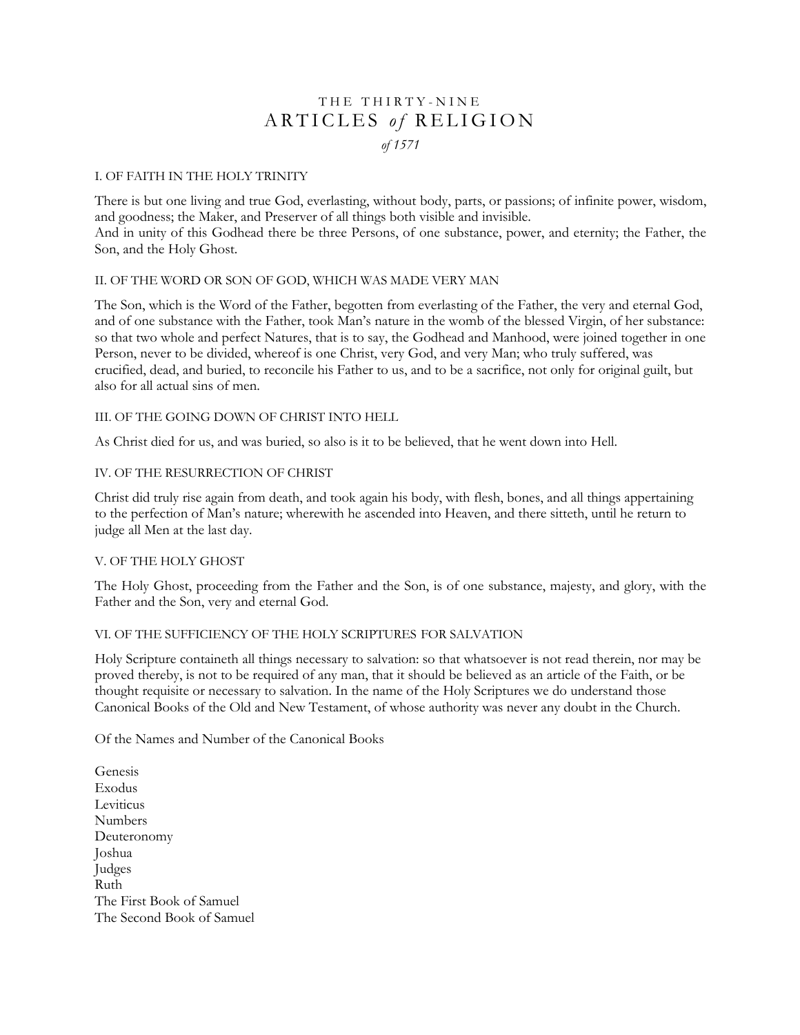# THE THIRTY-NINE ARTICLES *of* RELIGION

*of 1571*

## I. OF FAITH IN THE HOLY TRINITY

There is but one living and true God, everlasting, without body, parts, or passions; of infinite power, wisdom, and goodness; the Maker, and Preserver of all things both visible and invisible.
And in unity of this Godhead there be three Persons, of one substance, power, and eternity; the Father, the Son, and the Holy Ghost.

## II. OF THE WORD OR SON OF GOD, WHICH WAS MADE VERY MAN

The Son, which is the Word of the Father, begotten from everlasting of the Father, the very and eternal God, and of one substance with the Father, took Man's nature in the womb of the blessed Virgin, of her substance: so that two whole and perfect Natures, that is to say, the Godhead and Manhood, were joined together in one Person, never to be divided, whereof is one Christ, very God, and very Man; who truly suffered, was crucified, dead, and buried, to reconcile his Father to us, and to be a sacrifice, not only for original guilt, but also for all actual sins of men.

## III. OF THE GOING DOWN OF CHRIST INTO HELL

As Christ died for us, and was buried, so also is it to be believed, that he went down into Hell.

## IV. OF THE RESURRECTION OF CHRIST

Christ did truly rise again from death, and took again his body, with flesh, bones, and all things appertaining to the perfection of Man's nature; wherewith he ascended into Heaven, and there sitteth, until he return to judge all Men at the last day.

## V. OF THE HOLY GHOST

The Holy Ghost, proceeding from the Father and the Son, is of one substance, majesty, and glory, with the Father and the Son, very and eternal God.

## VI. OF THE SUFFICIENCY OF THE HOLY SCRIPTURES FOR SALVATION

Holy Scripture containeth all things necessary to salvation: so that whatsoever is not read therein, nor may be proved thereby, is not to be required of any man, that it should be believed as an article of the Faith, or be thought requisite or necessary to salvation. In the name of the Holy Scriptures we do understand those Canonical Books of the Old and New Testament, of whose authority was never any doubt in the Church.

Of the Names and Number of the Canonical Books

Genesis
Exodus
Leviticus
Numbers
Deuteronomy
Joshua
Judges
Ruth
The First Book of Samuel
The Second Book of Samuel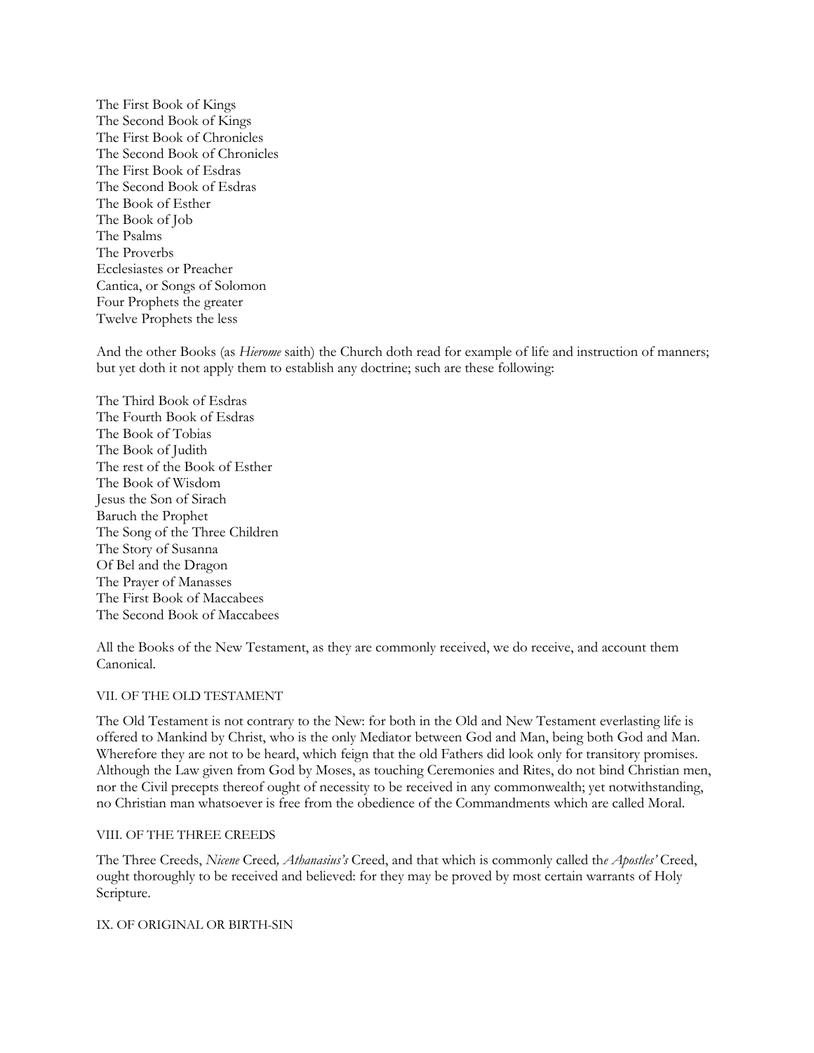The First Book of Kings
The Second Book of Kings
The First Book of Chronicles
The Second Book of Chronicles
The First Book of Esdras
The Second Book of Esdras
The Book of Esther
The Book of Job
The Psalms
The Proverbs
Ecclesiastes or Preacher
Cantica, or Songs of Solomon
Four Prophets the greater
Twelve Prophets the less

And the other Books (as *Hierome* saith) the Church doth read for example of life and instruction of manners; but yet doth it not apply them to establish any doctrine; such are these following:

The Third Book of Esdras
The Fourth Book of Esdras
The Book of Tobias
The Book of Judith
The rest of the Book of Esther
The Book of Wisdom
Jesus the Son of Sirach
Baruch the Prophet
The Song of the Three Children
The Story of Susanna
Of Bel and the Dragon
The Prayer of Manasses
The First Book of Maccabees
The Second Book of Maccabees

All the Books of the New Testament, as they are commonly received, we do receive, and account them Canonical.

VII. OF THE OLD TESTAMENT

The Old Testament is not contrary to the New: for both in the Old and New Testament everlasting life is offered to Mankind by Christ, who is the only Mediator between God and Man, being both God and Man. Wherefore they are not to be heard, which feign that the old Fathers did look only for transitory promises. Although the Law given from God by Moses, as touching Ceremonies and Rites, do not bind Christian men, nor the Civil precepts thereof ought of necessity to be received in any commonwealth; yet notwithstanding, no Christian man whatsoever is free from the obedience of the Commandments which are called Moral.

VIII. OF THE THREE CREEDS

The Three Creeds, *Nicene* Creed*, Athanasius's* Creed, and that which is commonly called th*e Apostles'* Creed, ought thoroughly to be received and believed: for they may be proved by most certain warrants of Holy Scripture.

IX. OF ORIGINAL OR BIRTH-SIN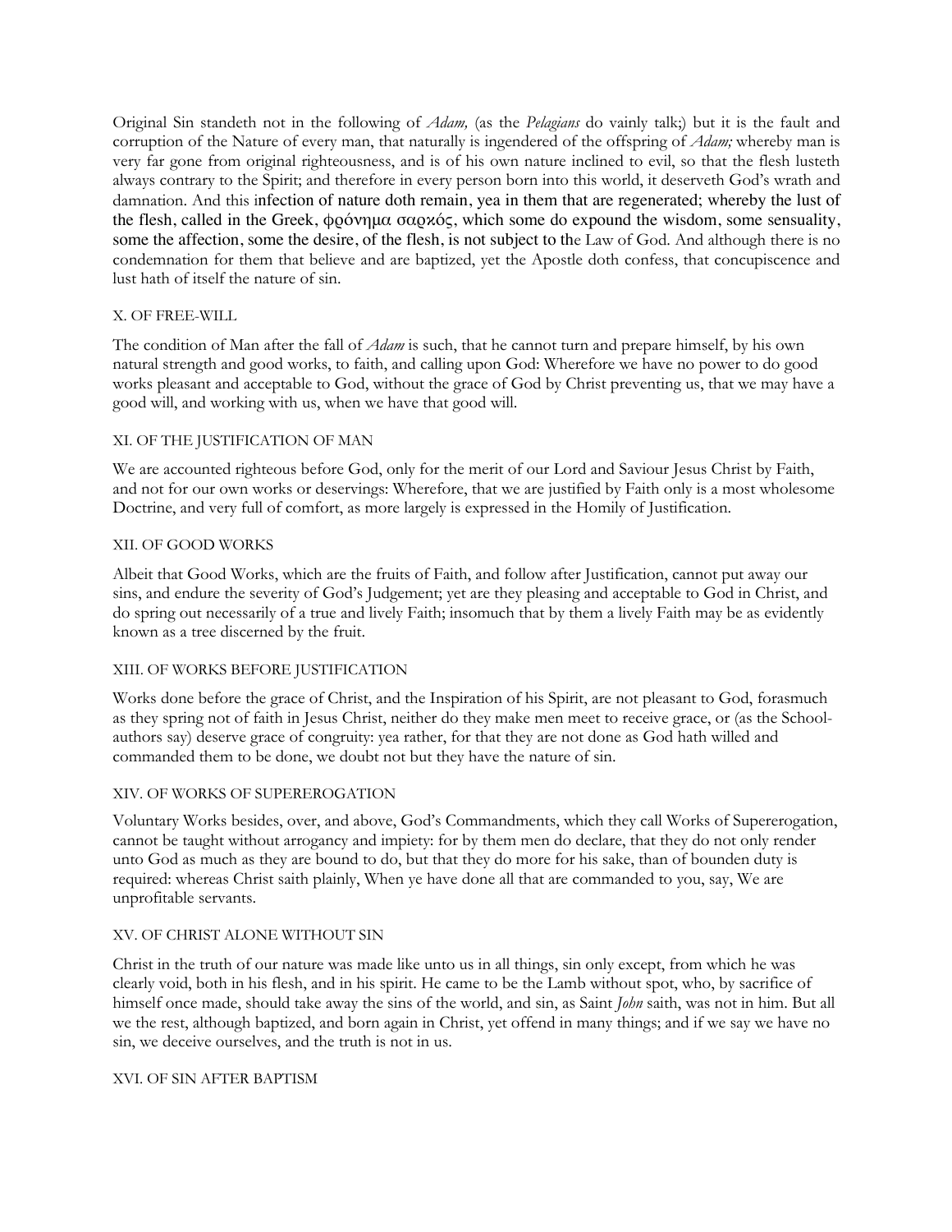Original Sin standeth not in the following of *Adam,* (as the *Pelagians* do vainly talk;) but it is the fault and corruption of the Nature of every man, that naturally is ingendered of the offspring of *Adam;* whereby man is very far gone from original righteousness, and is of his own nature inclined to evil, so that the flesh lusteth always contrary to the Spirit; and therefore in every person born into this world, it deserveth God's wrath and damnation. And this infection of nature doth remain, yea in them that are regenerated; whereby the lust of the flesh, called in the Greek, φρόνημα σαρκός, which some do expound the wisdom, some sensuality, some the affection, some the desire, of the flesh, is not subject to the Law of God. And although there is no condemnation for them that believe and are baptized, yet the Apostle doth confess, that concupiscence and lust hath of itself the nature of sin.

## X. OF FREE-WILL

The condition of Man after the fall of *Adam* is such, that he cannot turn and prepare himself, by his own natural strength and good works, to faith, and calling upon God: Wherefore we have no power to do good works pleasant and acceptable to God, without the grace of God by Christ preventing us, that we may have a good will, and working with us, when we have that good will.

## XI. OF THE JUSTIFICATION OF MAN

We are accounted righteous before God, only for the merit of our Lord and Saviour Jesus Christ by Faith, and not for our own works or deservings: Wherefore, that we are justified by Faith only is a most wholesome Doctrine, and very full of comfort, as more largely is expressed in the Homily of Justification.

## XII. OF GOOD WORKS

Albeit that Good Works, which are the fruits of Faith, and follow after Justification, cannot put away our sins, and endure the severity of God's Judgement; yet are they pleasing and acceptable to God in Christ, and do spring out necessarily of a true and lively Faith; insomuch that by them a lively Faith may be as evidently known as a tree discerned by the fruit.

## XIII. OF WORKS BEFORE JUSTIFICATION

Works done before the grace of Christ, and the Inspiration of his Spirit, are not pleasant to God, forasmuch as they spring not of faith in Jesus Christ, neither do they make men meet to receive grace, or (as the School-authors say) deserve grace of congruity: yea rather, for that they are not done as God hath willed and commanded them to be done, we doubt not but they have the nature of sin.

## XIV. OF WORKS OF SUPEREROGATION

Voluntary Works besides, over, and above, God's Commandments, which they call Works of Supererogation, cannot be taught without arrogancy and impiety: for by them men do declare, that they do not only render unto God as much as they are bound to do, but that they do more for his sake, than of bounden duty is required: whereas Christ saith plainly, When ye have done all that are commanded to you, say, We are unprofitable servants.

## XV. OF CHRIST ALONE WITHOUT SIN

Christ in the truth of our nature was made like unto us in all things, sin only except, from which he was clearly void, both in his flesh, and in his spirit. He came to be the Lamb without spot, who, by sacrifice of himself once made, should take away the sins of the world, and sin, as Saint *John* saith, was not in him. But all we the rest, although baptized, and born again in Christ, yet offend in many things; and if we say we have no sin, we deceive ourselves, and the truth is not in us.

## XVI. OF SIN AFTER BAPTISM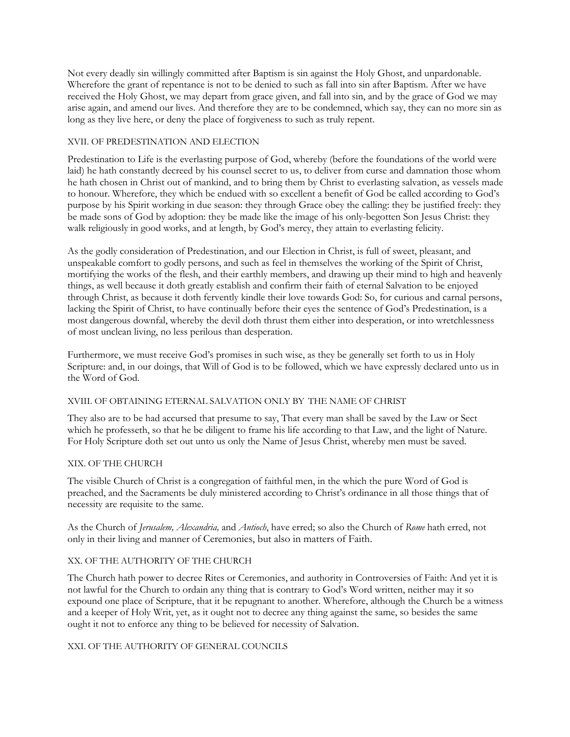Not every deadly sin willingly committed after Baptism is sin against the Holy Ghost, and unpardonable. Wherefore the grant of repentance is not to be denied to such as fall into sin after Baptism. After we have received the Holy Ghost, we may depart from grace given, and fall into sin, and by the grace of God we may arise again, and amend our lives. And therefore they are to be condemned, which say, they can no more sin as long as they live here, or deny the place of forgiveness to such as truly repent.

## XVII. OF PREDESTINATION AND ELECTION

Predestination to Life is the everlasting purpose of God, whereby (before the foundations of the world were laid) he hath constantly decreed by his counsel secret to us, to deliver from curse and damnation those whom he hath chosen in Christ out of mankind, and to bring them by Christ to everlasting salvation, as vessels made to honour. Wherefore, they which be endued with so excellent a benefit of God be called according to God's purpose by his Spirit working in due season: they through Grace obey the calling: they be justified freely: they be made sons of God by adoption: they be made like the image of his only-begotten Son Jesus Christ: they walk religiously in good works, and at length, by God's mercy, they attain to everlasting felicity.

As the godly consideration of Predestination, and our Election in Christ, is full of sweet, pleasant, and unspeakable comfort to godly persons, and such as feel in themselves the working of the Spirit of Christ, mortifying the works of the flesh, and their earthly members, and drawing up their mind to high and heavenly things, as well because it doth greatly establish and confirm their faith of eternal Salvation to be enjoyed through Christ, as because it doth fervently kindle their love towards God: So, for curious and carnal persons, lacking the Spirit of Christ, to have continually before their eyes the sentence of God's Predestination, is a most dangerous downfal, whereby the devil doth thrust them either into desperation, or into wretchlessness of most unclean living, no less perilous than desperation.

Furthermore, we must receive God's promises in such wise, as they be generally set forth to us in Holy Scripture: and, in our doings, that Will of God is to be followed, which we have expressly declared unto us in the Word of God.

## XVIII. OF OBTAINING ETERNAL SALVATION ONLY BY THE NAME OF CHRIST

They also are to be had accursed that presume to say, That every man shall be saved by the Law or Sect which he professeth, so that he be diligent to frame his life according to that Law, and the light of Nature. For Holy Scripture doth set out unto us only the Name of Jesus Christ, whereby men must be saved.

## XIX. OF THE CHURCH

The visible Church of Christ is a congregation of faithful men, in the which the pure Word of God is preached, and the Sacraments be duly ministered according to Christ's ordinance in all those things that of necessity are requisite to the same.

As the Church of *Jerusalem, Alexandria,* and *Antioch*, have erred; so also the Church of *Rome* hath erred, not only in their living and manner of Ceremonies, but also in matters of Faith.

## XX. OF THE AUTHORITY OF THE CHURCH

The Church hath power to decree Rites or Ceremonies, and authority in Controversies of Faith: And yet it is not lawful for the Church to ordain any thing that is contrary to God's Word written, neither may it so expound one place of Scripture, that it be repugnant to another. Wherefore, although the Church be a witness and a keeper of Holy Writ, yet, as it ought not to decree any thing against the same, so besides the same ought it not to enforce any thing to be believed for necessity of Salvation.

## XXI. OF THE AUTHORITY OF GENERAL COUNCILS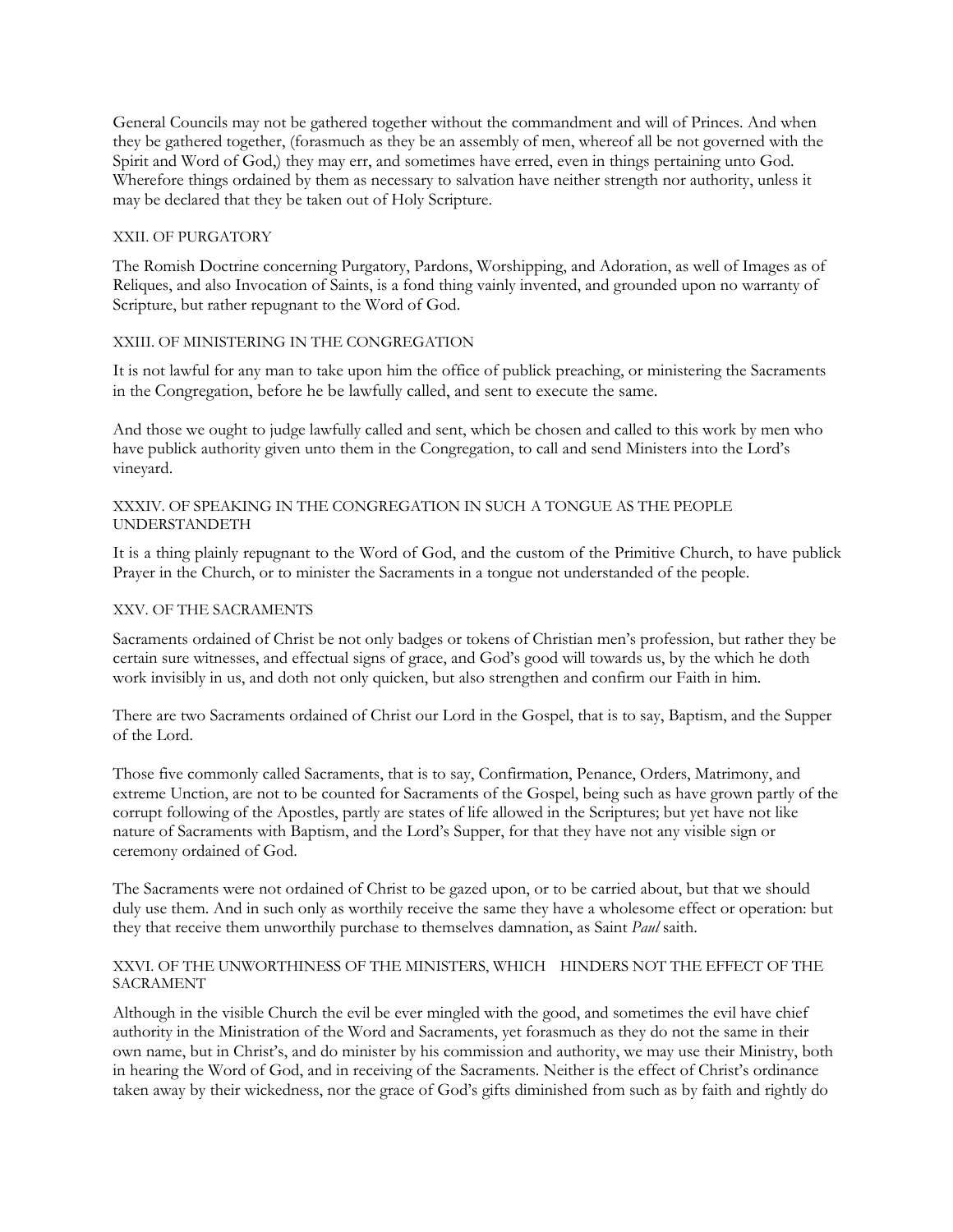General Councils may not be gathered together without the commandment and will of Princes. And when they be gathered together, (forasmuch as they be an assembly of men, whereof all be not governed with the Spirit and Word of God,) they may err, and sometimes have erred, even in things pertaining unto God. Wherefore things ordained by them as necessary to salvation have neither strength nor authority, unless it may be declared that they be taken out of Holy Scripture.

### XXII. OF PURGATORY

The Romish Doctrine concerning Purgatory, Pardons, Worshipping, and Adoration, as well of Images as of Reliques, and also Invocation of Saints, is a fond thing vainly invented, and grounded upon no warranty of Scripture, but rather repugnant to the Word of God.

### XXIII. OF MINISTERING IN THE CONGREGATION

It is not lawful for any man to take upon him the office of publick preaching, or ministering the Sacraments in the Congregation, before he be lawfully called, and sent to execute the same.

And those we ought to judge lawfully called and sent, which be chosen and called to this work by men who have publick authority given unto them in the Congregation, to call and send Ministers into the Lord's vineyard.

### XXXIV. OF SPEAKING IN THE CONGREGATION IN SUCH A TONGUE AS THE PEOPLE UNDERSTANDETH

It is a thing plainly repugnant to the Word of God, and the custom of the Primitive Church, to have publick Prayer in the Church, or to minister the Sacraments in a tongue not understanded of the people.

### XXV. OF THE SACRAMENTS

Sacraments ordained of Christ be not only badges or tokens of Christian men's profession, but rather they be certain sure witnesses, and effectual signs of grace, and God's good will towards us, by the which he doth work invisibly in us, and doth not only quicken, but also strengthen and confirm our Faith in him.

There are two Sacraments ordained of Christ our Lord in the Gospel, that is to say, Baptism, and the Supper of the Lord.

Those five commonly called Sacraments, that is to say, Confirmation, Penance, Orders, Matrimony, and extreme Unction, are not to be counted for Sacraments of the Gospel, being such as have grown partly of the corrupt following of the Apostles, partly are states of life allowed in the Scriptures; but yet have not like nature of Sacraments with Baptism, and the Lord's Supper, for that they have not any visible sign or ceremony ordained of God.

The Sacraments were not ordained of Christ to be gazed upon, or to be carried about, but that we should duly use them. And in such only as worthily receive the same they have a wholesome effect or operation: but they that receive them unworthily purchase to themselves damnation, as Saint *Paul* saith.

### XXVI. OF THE UNWORTHINESS OF THE MINISTERS, WHICH HINDERS NOT THE EFFECT OF THE SACRAMENT

Although in the visible Church the evil be ever mingled with the good, and sometimes the evil have chief authority in the Ministration of the Word and Sacraments, yet forasmuch as they do not the same in their own name, but in Christ's, and do minister by his commission and authority, we may use their Ministry, both in hearing the Word of God, and in receiving of the Sacraments. Neither is the effect of Christ's ordinance taken away by their wickedness, nor the grace of God's gifts diminished from such as by faith and rightly do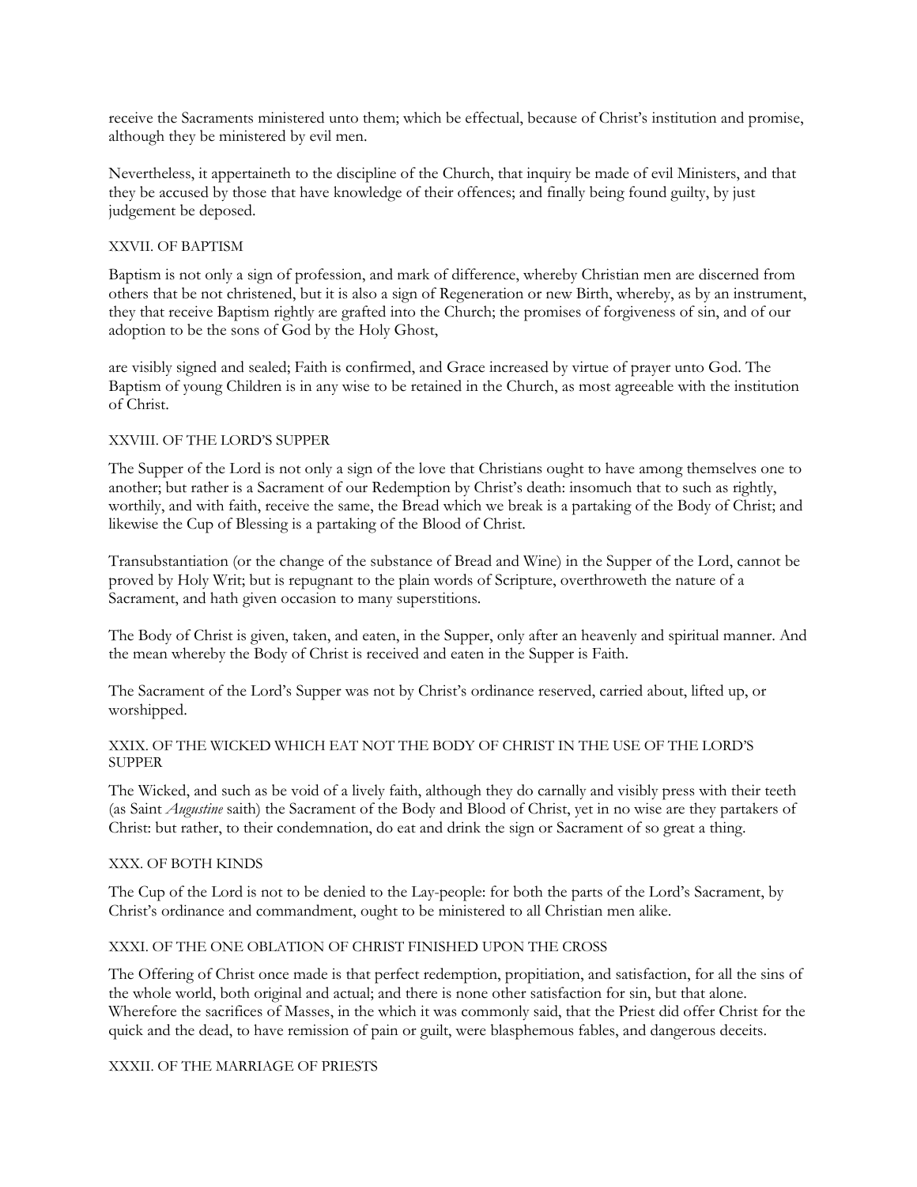receive the Sacraments ministered unto them; which be effectual, because of Christ's institution and promise, although they be ministered by evil men.

Nevertheless, it appertaineth to the discipline of the Church, that inquiry be made of evil Ministers, and that they be accused by those that have knowledge of their offences; and finally being found guilty, by just judgement be deposed.

## XXVII. OF BAPTISM

Baptism is not only a sign of profession, and mark of difference, whereby Christian men are discerned from others that be not christened, but it is also a sign of Regeneration or new Birth, whereby, as by an instrument, they that receive Baptism rightly are grafted into the Church; the promises of forgiveness of sin, and of our adoption to be the sons of God by the Holy Ghost,

are visibly signed and sealed; Faith is confirmed, and Grace increased by virtue of prayer unto God. The Baptism of young Children is in any wise to be retained in the Church, as most agreeable with the institution of Christ.

## XXVIII. OF THE LORD'S SUPPER

The Supper of the Lord is not only a sign of the love that Christians ought to have among themselves one to another; but rather is a Sacrament of our Redemption by Christ's death: insomuch that to such as rightly, worthily, and with faith, receive the same, the Bread which we break is a partaking of the Body of Christ; and likewise the Cup of Blessing is a partaking of the Blood of Christ.

Transubstantiation (or the change of the substance of Bread and Wine) in the Supper of the Lord, cannot be proved by Holy Writ; but is repugnant to the plain words of Scripture, overthroweth the nature of a Sacrament, and hath given occasion to many superstitions.

The Body of Christ is given, taken, and eaten, in the Supper, only after an heavenly and spiritual manner. And the mean whereby the Body of Christ is received and eaten in the Supper is Faith.

The Sacrament of the Lord's Supper was not by Christ's ordinance reserved, carried about, lifted up, or worshipped.

## XXIX. OF THE WICKED WHICH EAT NOT THE BODY OF CHRIST IN THE USE OF THE LORD'S SUPPER

The Wicked, and such as be void of a lively faith, although they do carnally and visibly press with their teeth (as Saint *Augustine* saith) the Sacrament of the Body and Blood of Christ, yet in no wise are they partakers of Christ: but rather, to their condemnation, do eat and drink the sign or Sacrament of so great a thing.

## XXX. OF BOTH KINDS

The Cup of the Lord is not to be denied to the Lay-people: for both the parts of the Lord's Sacrament, by Christ's ordinance and commandment, ought to be ministered to all Christian men alike.

## XXXI. OF THE ONE OBLATION OF CHRIST FINISHED UPON THE CROSS

The Offering of Christ once made is that perfect redemption, propitiation, and satisfaction, for all the sins of the whole world, both original and actual; and there is none other satisfaction for sin, but that alone. Wherefore the sacrifices of Masses, in the which it was commonly said, that the Priest did offer Christ for the quick and the dead, to have remission of pain or guilt, were blasphemous fables, and dangerous deceits.

## XXXII. OF THE MARRIAGE OF PRIESTS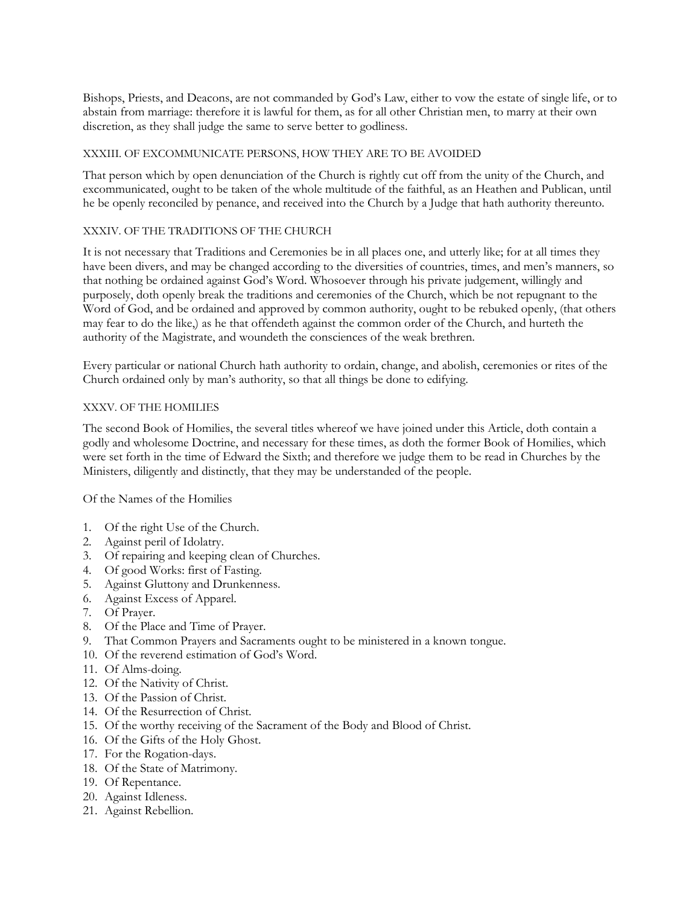Bishops, Priests, and Deacons, are not commanded by God's Law, either to vow the estate of single life, or to abstain from marriage: therefore it is lawful for them, as for all other Christian men, to marry at their own discretion, as they shall judge the same to serve better to godliness.

### XXXIII. OF EXCOMMUNICATE PERSONS, HOW THEY ARE TO BE AVOIDED

That person which by open denunciation of the Church is rightly cut off from the unity of the Church, and excommunicated, ought to be taken of the whole multitude of the faithful, as an Heathen and Publican, until he be openly reconciled by penance, and received into the Church by a Judge that hath authority thereunto.

### XXXIV. OF THE TRADITIONS OF THE CHURCH

It is not necessary that Traditions and Ceremonies be in all places one, and utterly like; for at all times they have been divers, and may be changed according to the diversities of countries, times, and men's manners, so that nothing be ordained against God's Word. Whosoever through his private judgement, willingly and purposely, doth openly break the traditions and ceremonies of the Church, which be not repugnant to the Word of God, and be ordained and approved by common authority, ought to be rebuked openly, (that others may fear to do the like,) as he that offendeth against the common order of the Church, and hurteth the authority of the Magistrate, and woundeth the consciences of the weak brethren.

Every particular or national Church hath authority to ordain, change, and abolish, ceremonies or rites of the Church ordained only by man's authority, so that all things be done to edifying.

### XXXV. OF THE HOMILIES

The second Book of Homilies, the several titles whereof we have joined under this Article, doth contain a godly and wholesome Doctrine, and necessary for these times, as doth the former Book of Homilies, which were set forth in the time of Edward the Sixth; and therefore we judge them to be read in Churches by the Ministers, diligently and distinctly, that they may be understanded of the people.

Of the Names of the Homilies

1. Of the right Use of the Church.
2. Against peril of Idolatry.
3. Of repairing and keeping clean of Churches.
4. Of good Works: first of Fasting.
5. Against Gluttony and Drunkenness.
6. Against Excess of Apparel.
7. Of Prayer.
8. Of the Place and Time of Prayer.
9. That Common Prayers and Sacraments ought to be ministered in a known tongue.
10. Of the reverend estimation of God's Word.
11. Of Alms-doing.
12. Of the Nativity of Christ.
13. Of the Passion of Christ.
14. Of the Resurrection of Christ.
15. Of the worthy receiving of the Sacrament of the Body and Blood of Christ.
16. Of the Gifts of the Holy Ghost.
17. For the Rogation-days.
18. Of the State of Matrimony.
19. Of Repentance.
20. Against Idleness.
21. Against Rebellion.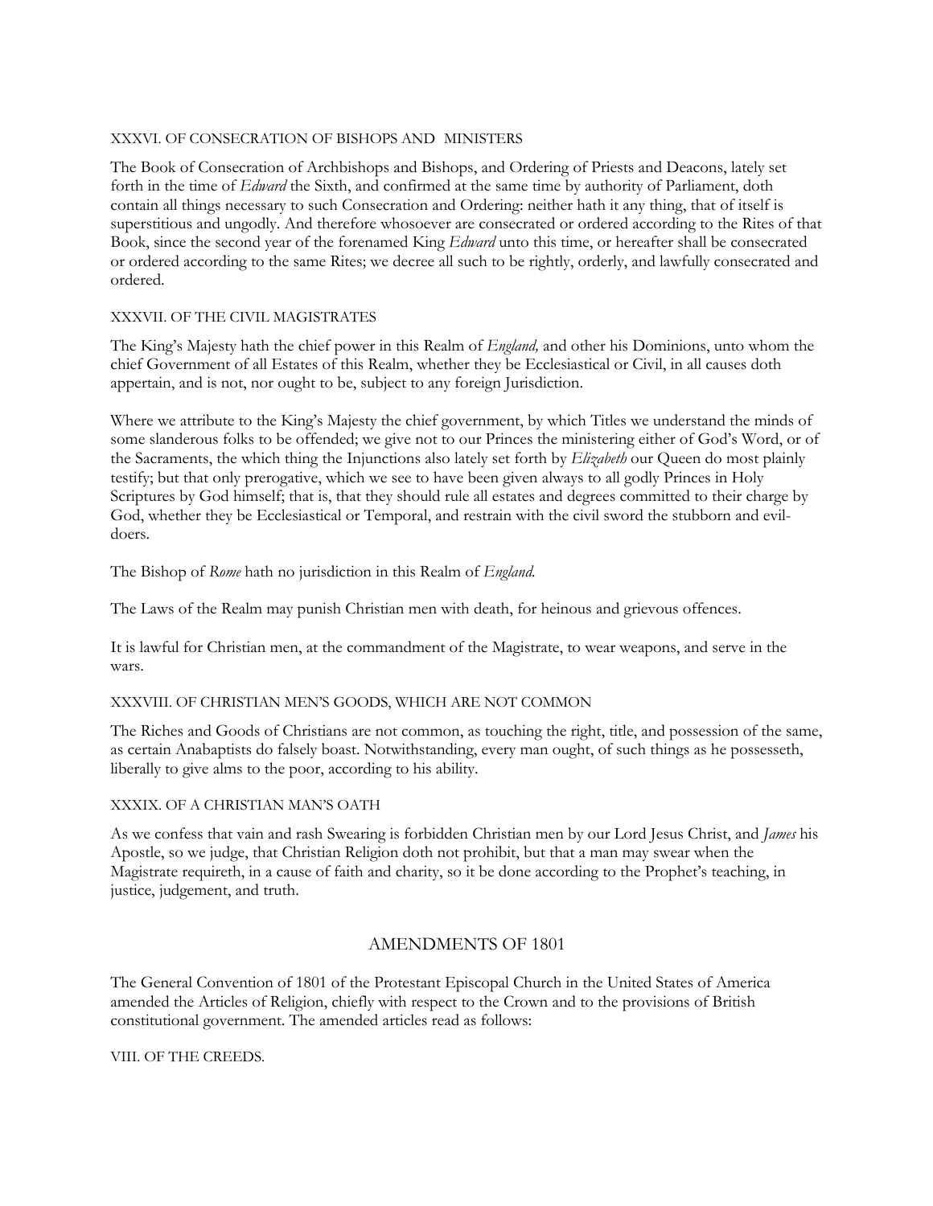### XXXVI. OF CONSECRATION OF BISHOPS AND MINISTERS

The Book of Consecration of Archbishops and Bishops, and Ordering of Priests and Deacons, lately set forth in the time of *Edward* the Sixth, and confirmed at the same time by authority of Parliament, doth contain all things necessary to such Consecration and Ordering: neither hath it any thing, that of itself is superstitious and ungodly. And therefore whosoever are consecrated or ordered according to the Rites of that Book, since the second year of the forenamed King *Edward* unto this time, or hereafter shall be consecrated or ordered according to the same Rites; we decree all such to be rightly, orderly, and lawfully consecrated and ordered.

### XXXVII. OF THE CIVIL MAGISTRATES

The King's Majesty hath the chief power in this Realm of *England,* and other his Dominions, unto whom the chief Government of all Estates of this Realm, whether they be Ecclesiastical or Civil, in all causes doth appertain, and is not, nor ought to be, subject to any foreign Jurisdiction.

Where we attribute to the King's Majesty the chief government, by which Titles we understand the minds of some slanderous folks to be offended; we give not to our Princes the ministering either of God's Word, or of the Sacraments, the which thing the Injunctions also lately set forth by *Elizabeth* our Queen do most plainly testify; but that only prerogative, which we see to have been given always to all godly Princes in Holy Scriptures by God himself; that is, that they should rule all estates and degrees committed to their charge by God, whether they be Ecclesiastical or Temporal, and restrain with the civil sword the stubborn and evil-doers.

The Bishop of *Rome* hath no jurisdiction in this Realm of *England.*

The Laws of the Realm may punish Christian men with death, for heinous and grievous offences.

It is lawful for Christian men, at the commandment of the Magistrate, to wear weapons, and serve in the wars.

### XXXVIII. OF CHRISTIAN MEN'S GOODS, WHICH ARE NOT COMMON

The Riches and Goods of Christians are not common, as touching the right, title, and possession of the same, as certain Anabaptists do falsely boast. Notwithstanding, every man ought, of such things as he possesseth, liberally to give alms to the poor, according to his ability.

### XXXIX. OF A CHRISTIAN MAN'S OATH

As we confess that vain and rash Swearing is forbidden Christian men by our Lord Jesus Christ, and *James* his Apostle, so we judge, that Christian Religion doth not prohibit, but that a man may swear when the Magistrate requireth, in a cause of faith and charity, so it be done according to the Prophet's teaching, in justice, judgement, and truth.

## AMENDMENTS OF 1801

The General Convention of 1801 of the Protestant Episcopal Church in the United States of America amended the Articles of Religion, chiefly with respect to the Crown and to the provisions of British constitutional government. The amended articles read as follows:

### VIII. OF THE CREEDS.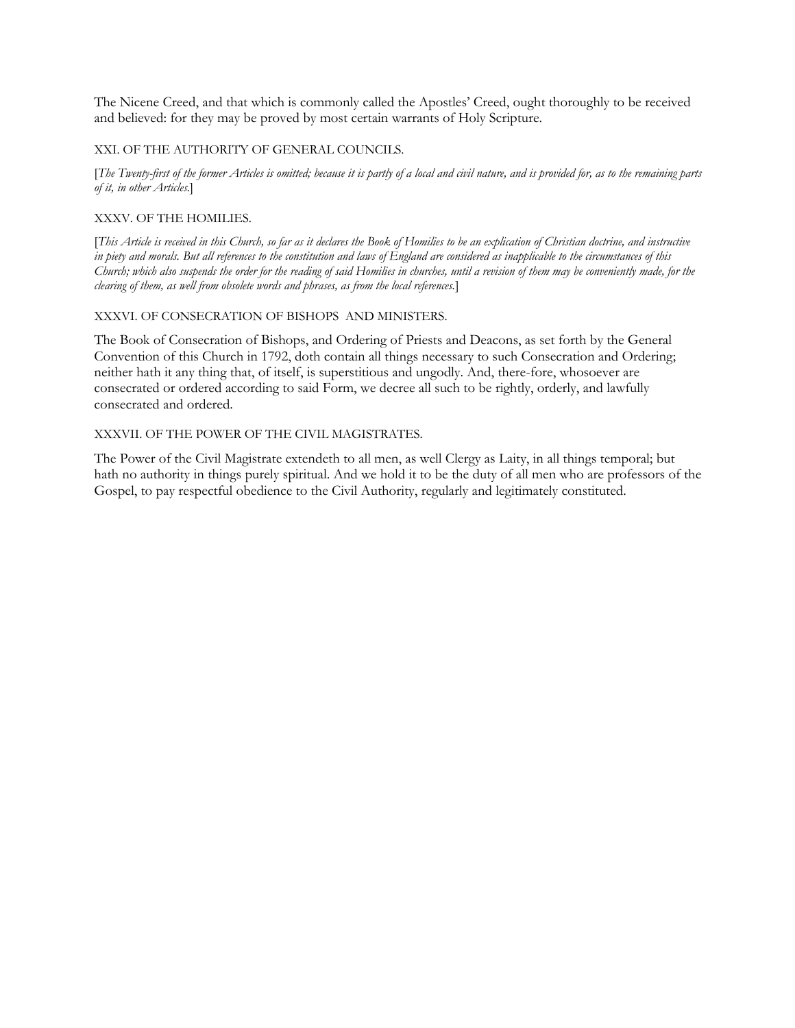The Nicene Creed, and that which is commonly called the Apostles' Creed, ought thoroughly to be received and believed: for they may be proved by most certain warrants of Holy Scripture.

### XXI. OF THE AUTHORITY OF GENERAL COUNCILS.

[*The Twenty-first of the former Articles is omitted; because it is partly of a local and civil nature, and is provided for, as to the remaining parts of it, in other Articles.*]

### XXXV. OF THE HOMILIES.

[*This Article is received in this Church, so far as it declares the Book of Homilies to be an explication of Christian doctrine, and instructive in piety and morals. But all references to the constitution and laws of England are considered as inapplicable to the circumstances of this Church; which also suspends the order for the reading of said Homilies in churches, until a revision of them may be conveniently made, for the clearing of them, as well from obsolete words and phrases, as from the local references.*]

### XXXVI. OF CONSECRATION OF BISHOPS AND MINISTERS.

The Book of Consecration of Bishops, and Ordering of Priests and Deacons, as set forth by the General Convention of this Church in 1792, doth contain all things necessary to such Consecration and Ordering; neither hath it any thing that, of itself, is superstitious and ungodly. And, there-fore, whosoever are consecrated or ordered according to said Form, we decree all such to be rightly, orderly, and lawfully consecrated and ordered.

### XXXVII. OF THE POWER OF THE CIVIL MAGISTRATES.

The Power of the Civil Magistrate extendeth to all men, as well Clergy as Laity, in all things temporal; but hath no authority in things purely spiritual. And we hold it to be the duty of all men who are professors of the Gospel, to pay respectful obedience to the Civil Authority, regularly and legitimately constituted.